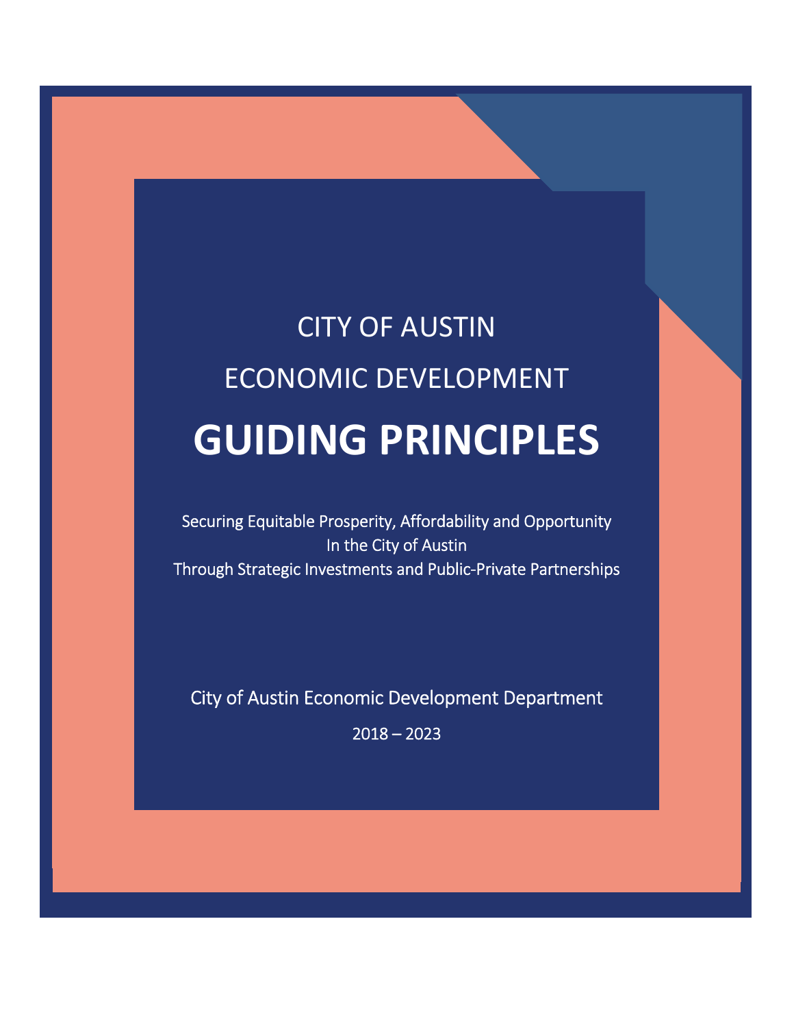CITY OF AUSTIN

ECONOMIC DEVELOPMENT

# GUIDING PRINCIPLES

Securing Equitable Prosperity, Affordability and Opportunity
In the City of Austin
Through Strategic Investments and Public-Private Partnerships

City of Austin Economic Development Department

2018 – 2023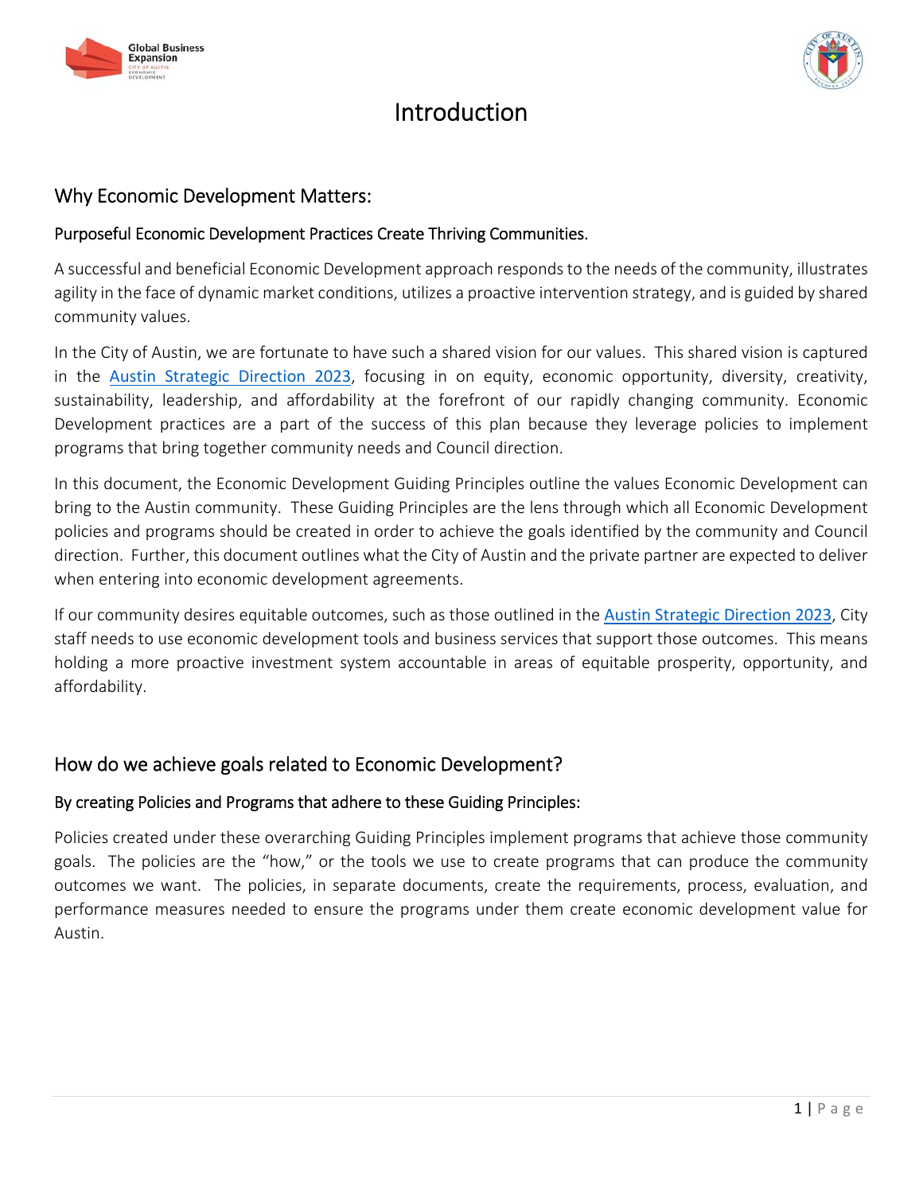# Introduction

## Why Economic Development Matters:

### Purposeful Economic Development Practices Create Thriving Communities.

A successful and beneficial Economic Development approach responds to the needs of the community, illustrates agility in the face of dynamic market conditions, utilizes a proactive intervention strategy, and is guided by shared community values.

In the City of Austin, we are fortunate to have such a shared vision for our values. This shared vision is captured in the Austin Strategic Direction 2023, focusing in on equity, economic opportunity, diversity, creativity, sustainability, leadership, and affordability at the forefront of our rapidly changing community. Economic Development practices are a part of the success of this plan because they leverage policies to implement programs that bring together community needs and Council direction.

In this document, the Economic Development Guiding Principles outline the values Economic Development can bring to the Austin community. These Guiding Principles are the lens through which all Economic Development policies and programs should be created in order to achieve the goals identified by the community and Council direction. Further, this document outlines what the City of Austin and the private partner are expected to deliver when entering into economic development agreements.

If our community desires equitable outcomes, such as those outlined in the Austin Strategic Direction 2023, City staff needs to use economic development tools and business services that support those outcomes. This means holding a more proactive investment system accountable in areas of equitable prosperity, opportunity, and affordability.

## How do we achieve goals related to Economic Development?

### By creating Policies and Programs that adhere to these Guiding Principles:

Policies created under these overarching Guiding Principles implement programs that achieve those community goals. The policies are the "how," or the tools we use to create programs that can produce the community outcomes we want. The policies, in separate documents, create the requirements, process, evaluation, and performance measures needed to ensure the programs under them create economic development value for Austin.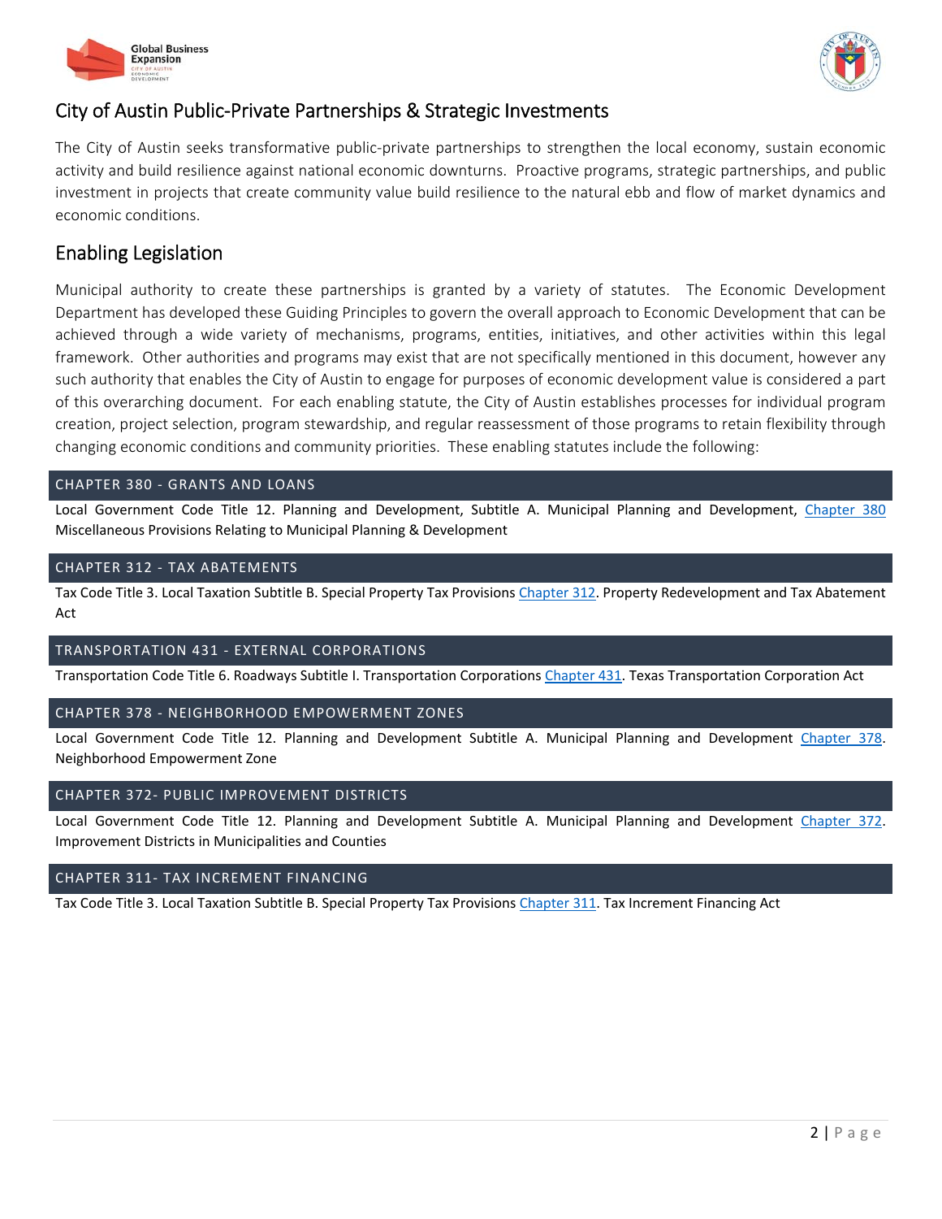## City of Austin Public-Private Partnerships & Strategic Investments

The City of Austin seeks transformative public-private partnerships to strengthen the local economy, sustain economic activity and build resilience against national economic downturns. Proactive programs, strategic partnerships, and public investment in projects that create community value build resilience to the natural ebb and flow of market dynamics and economic conditions.

## Enabling Legislation

Municipal authority to create these partnerships is granted by a variety of statutes. The Economic Development Department has developed these Guiding Principles to govern the overall approach to Economic Development that can be achieved through a wide variety of mechanisms, programs, entities, initiatives, and other activities within this legal framework. Other authorities and programs may exist that are not specifically mentioned in this document, however any such authority that enables the City of Austin to engage for purposes of economic development value is considered a part of this overarching document. For each enabling statute, the City of Austin establishes processes for individual program creation, project selection, program stewardship, and regular reassessment of those programs to retain flexibility through changing economic conditions and community priorities. These enabling statutes include the following:

### CHAPTER 380 - GRANTS AND LOANS

Local Government Code Title 12. Planning and Development, Subtitle A. Municipal Planning and Development, Chapter 380 Miscellaneous Provisions Relating to Municipal Planning & Development

### CHAPTER 312 - TAX ABATEMENTS

Tax Code Title 3. Local Taxation Subtitle B. Special Property Tax Provisions Chapter 312. Property Redevelopment and Tax Abatement Act

### TRANSPORTATION 431 - EXTERNAL CORPORATIONS

Transportation Code Title 6. Roadways Subtitle I. Transportation Corporations Chapter 431. Texas Transportation Corporation Act

### CHAPTER 378 - NEIGHBORHOOD EMPOWERMENT ZONES

Local Government Code Title 12. Planning and Development Subtitle A. Municipal Planning and Development Chapter 378. Neighborhood Empowerment Zone

### CHAPTER 372- PUBLIC IMPROVEMENT DISTRICTS

Local Government Code Title 12. Planning and Development Subtitle A. Municipal Planning and Development Chapter 372. Improvement Districts in Municipalities and Counties

### CHAPTER 311- TAX INCREMENT FINANCING

Tax Code Title 3. Local Taxation Subtitle B. Special Property Tax Provisions Chapter 311. Tax Increment Financing Act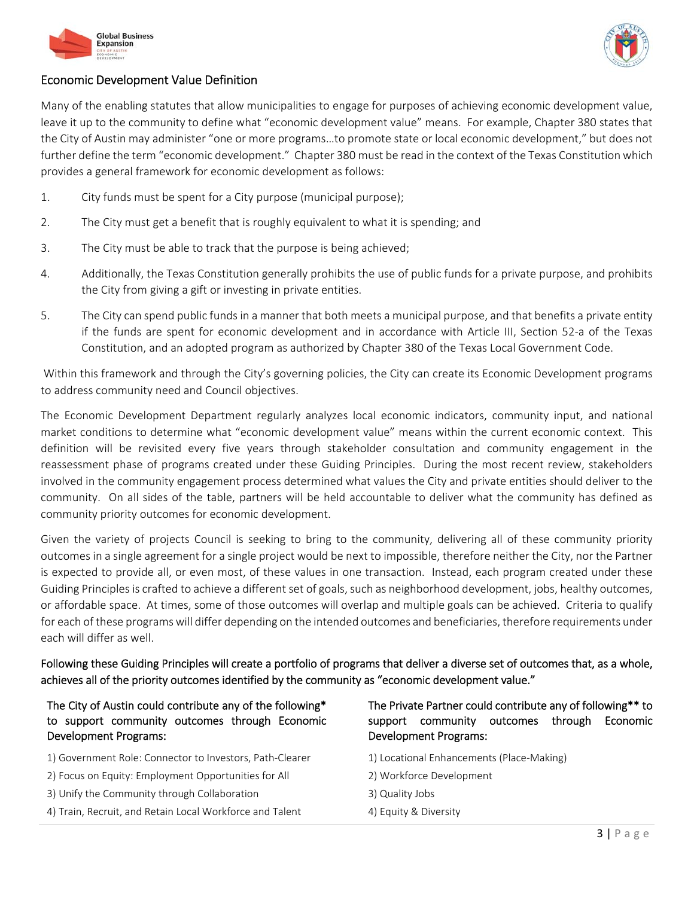## Economic Development Value Definition

Many of the enabling statutes that allow municipalities to engage for purposes of achieving economic development value, leave it up to the community to define what "economic development value" means. For example, Chapter 380 states that the City of Austin may administer "one or more programs…to promote state or local economic development," but does not further define the term "economic development." Chapter 380 must be read in the context of the Texas Constitution which provides a general framework for economic development as follows:

1. City funds must be spent for a City purpose (municipal purpose);
2. The City must get a benefit that is roughly equivalent to what it is spending; and
3. The City must be able to track that the purpose is being achieved;
4. Additionally, the Texas Constitution generally prohibits the use of public funds for a private purpose, and prohibits the City from giving a gift or investing in private entities.
5. The City can spend public funds in a manner that both meets a municipal purpose, and that benefits a private entity if the funds are spent for economic development and in accordance with Article III, Section 52-a of the Texas Constitution, and an adopted program as authorized by Chapter 380 of the Texas Local Government Code.

Within this framework and through the City's governing policies, the City can create its Economic Development programs to address community need and Council objectives.

The Economic Development Department regularly analyzes local economic indicators, community input, and national market conditions to determine what "economic development value" means within the current economic context. This definition will be revisited every five years through stakeholder consultation and community engagement in the reassessment phase of programs created under these Guiding Principles. During the most recent review, stakeholders involved in the community engagement process determined what values the City and private entities should deliver to the community. On all sides of the table, partners will be held accountable to deliver what the community has defined as community priority outcomes for economic development.

Given the variety of projects Council is seeking to bring to the community, delivering all of these community priority outcomes in a single agreement for a single project would be next to impossible, therefore neither the City, nor the Partner is expected to provide all, or even most, of these values in one transaction. Instead, each program created under these Guiding Principles is crafted to achieve a different set of goals, such as neighborhood development, jobs, healthy outcomes, or affordable space. At times, some of those outcomes will overlap and multiple goals can be achieved. Criteria to qualify for each of these programs will differ depending on the intended outcomes and beneficiaries, therefore requirements under each will differ as well.

Following these Guiding Principles will create a portfolio of programs that deliver a diverse set of outcomes that, as a whole, achieves all of the priority outcomes identified by the community as "economic development value."

The City of Austin could contribute any of the following* to support community outcomes through Economic Development Programs:

1) Government Role: Connector to Investors, Path-Clearer
2) Focus on Equity: Employment Opportunities for All
3) Unify the Community through Collaboration
4) Train, Recruit, and Retain Local Workforce and Talent

The Private Partner could contribute any of following** to support community outcomes through Economic Development Programs:

1) Locational Enhancements (Place-Making)
2) Workforce Development
3) Quality Jobs
4) Equity & Diversity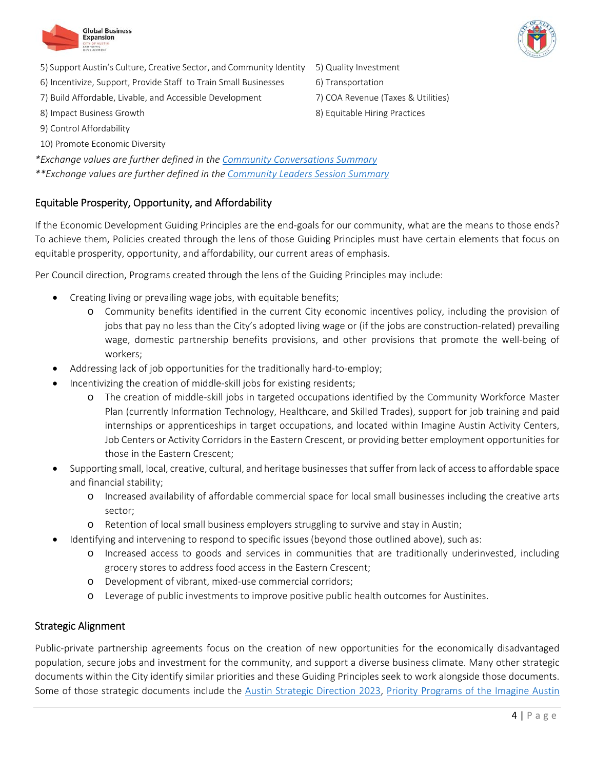| | |
|---|---|
| 5) Support Austin's Culture, Creative Sector, and Community Identity | 5) Quality Investment |
| 6) Incentivize, Support, Provide Staff to Train Small Businesses | 6) Transportation |
| 7) Build Affordable, Livable, and Accessible Development | 7) COA Revenue (Taxes & Utilities) |
| 8) Impact Business Growth | 8) Equitable Hiring Practices |
| 9) Control Affordability | |
| 10) Promote Economic Diversity | |

*\*Exchange values are further defined in the Community Conversations Summary*

*\*\*Exchange values are further defined in the Community Leaders Session Summary*

## Equitable Prosperity, Opportunity, and Affordability

If the Economic Development Guiding Principles are the end-goals for our community, what are the means to those ends? To achieve them, Policies created through the lens of those Guiding Principles must have certain elements that focus on equitable prosperity, opportunity, and affordability, our current areas of emphasis.

Per Council direction, Programs created through the lens of the Guiding Principles may include:

- Creating living or prevailing wage jobs, with equitable benefits;
  - Community benefits identified in the current City economic incentives policy, including the provision of jobs that pay no less than the City's adopted living wage or (if the jobs are construction-related) prevailing wage, domestic partnership benefits provisions, and other provisions that promote the well-being of workers;
- Addressing lack of job opportunities for the traditionally hard-to-employ;
- Incentivizing the creation of middle-skill jobs for existing residents;
  - The creation of middle-skill jobs in targeted occupations identified by the Community Workforce Master Plan (currently Information Technology, Healthcare, and Skilled Trades), support for job training and paid internships or apprenticeships in target occupations, and located within Imagine Austin Activity Centers, Job Centers or Activity Corridors in the Eastern Crescent, or providing better employment opportunities for those in the Eastern Crescent;
- Supporting small, local, creative, cultural, and heritage businesses that suffer from lack of access to affordable space and financial stability;
  - Increased availability of affordable commercial space for local small businesses including the creative arts sector;
  - Retention of local small business employers struggling to survive and stay in Austin;
- Identifying and intervening to respond to specific issues (beyond those outlined above), such as:
  - Increased access to goods and services in communities that are traditionally underinvested, including grocery stores to address food access in the Eastern Crescent;
  - Development of vibrant, mixed-use commercial corridors;
  - Leverage of public investments to improve positive public health outcomes for Austinites.

## Strategic Alignment

Public-private partnership agreements focus on the creation of new opportunities for the economically disadvantaged population, secure jobs and investment for the community, and support a diverse business climate. Many other strategic documents within the City identify similar priorities and these Guiding Principles seek to work alongside those documents. Some of those strategic documents include the Austin Strategic Direction 2023, Priority Programs of the Imagine Austin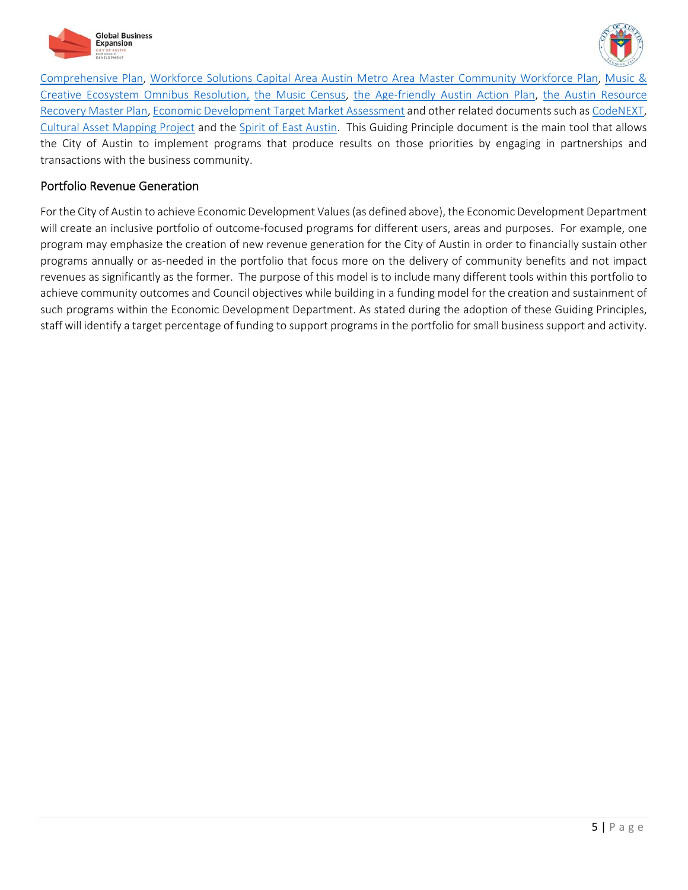Comprehensive Plan, Workforce Solutions Capital Area Austin Metro Area Master Community Workforce Plan, Music & Creative Ecosystem Omnibus Resolution, the Music Census, the Age-friendly Austin Action Plan, the Austin Resource Recovery Master Plan, Economic Development Target Market Assessment and other related documents such as CodeNEXT, Cultural Asset Mapping Project and the Spirit of East Austin. This Guiding Principle document is the main tool that allows the City of Austin to implement programs that produce results on those priorities by engaging in partnerships and transactions with the business community.

## Portfolio Revenue Generation

For the City of Austin to achieve Economic Development Values (as defined above), the Economic Development Department will create an inclusive portfolio of outcome-focused programs for different users, areas and purposes. For example, one program may emphasize the creation of new revenue generation for the City of Austin in order to financially sustain other programs annually or as-needed in the portfolio that focus more on the delivery of community benefits and not impact revenues as significantly as the former. The purpose of this model is to include many different tools within this portfolio to achieve community outcomes and Council objectives while building in a funding model for the creation and sustainment of such programs within the Economic Development Department. As stated during the adoption of these Guiding Principles, staff will identify a target percentage of funding to support programs in the portfolio for small business support and activity.